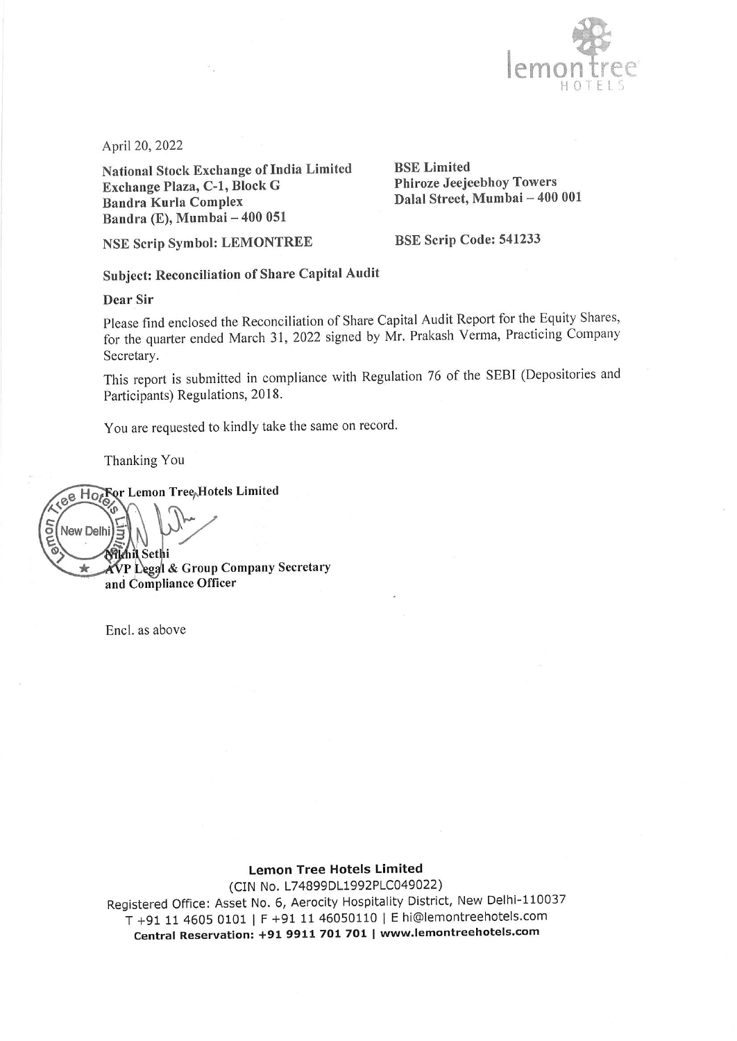April 20, 2022

**National Stock Exchange of India Limited**
**Exchange Plaza, C-1, Block G**
**Bandra Kurla Complex**
**Bandra (E), Mumbai – 400 051**

**NSE Scrip Symbol: LEMONTREE**

**BSE Limited**
**Phiroze Jeejeebhoy Towers**
**Dalal Street, Mumbai – 400 001**

**BSE Scrip Code: 541233**

**Subject: Reconciliation of Share Capital Audit**

**Dear Sir**

Please find enclosed the Reconciliation of Share Capital Audit Report for the Equity Shares, for the quarter ended March 31, 2022 signed by Mr. Prakash Verma, Practicing Company Secretary.

This report is submitted in compliance with Regulation 76 of the SEBI (Depositories and Participants) Regulations, 2018.

You are requested to kindly take the same on record.

Thanking You

**For Lemon Tree Hotels Limited**

**Nikhil Sethi**
**AVP Legal & Group Company Secretary and Compliance Officer**

Encl. as above

**Lemon Tree Hotels Limited**
(CIN No. L74899DL1992PLC049022)
Registered Office: Asset No. 6, Aerocity Hospitality District, New Delhi-110037
T +91 11 4605 0101 | F +91 11 46050110 | E hi@lemontreehotels.com
**Central Reservation: +91 9911 701 701 | www.lemontreehotels.com**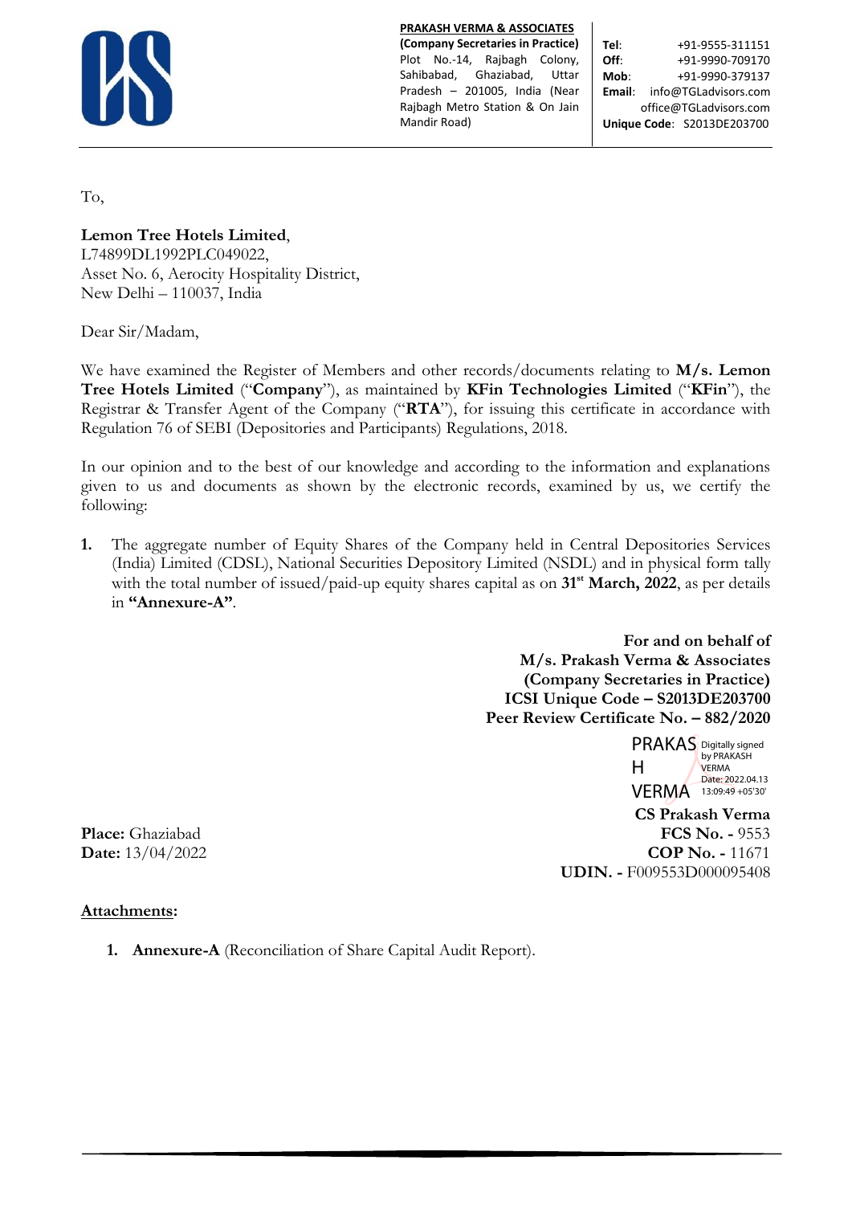**PRAKASH VERMA & ASSOCIATES**
**(Company Secretaries in Practice)**
Plot No.-14, Rajbagh Colony, Sahibabad, Ghaziabad, Uttar Pradesh – 201005, India (Near Rajbagh Metro Station & On Jain Mandir Road)

**Tel**: +91-9555-311151
**Off**: +91-9990-709170
**Mob**: +91-9990-379137
**Email**: info@TGLadvisors.com
office@TGLadvisors.com
**Unique Code**: S2013DE203700

To,

**Lemon Tree Hotels Limited**,
L74899DL1992PLC049022,
Asset No. 6, Aerocity Hospitality District,
New Delhi – 110037, India

Dear Sir/Madam,

We have examined the Register of Members and other records/documents relating to **M/s. Lemon Tree Hotels Limited** ("**Company**"), as maintained by **KFin Technologies Limited** ("**KFin**"), the Registrar & Transfer Agent of the Company ("**RTA**"), for issuing this certificate in accordance with Regulation 76 of SEBI (Depositories and Participants) Regulations, 2018.

In our opinion and to the best of our knowledge and according to the information and explanations given to us and documents as shown by the electronic records, examined by us, we certify the following:

1. The aggregate number of Equity Shares of the Company held in Central Depositories Services (India) Limited (CDSL), National Securities Depository Limited (NSDL) and in physical form tally with the total number of issued/paid-up equity shares capital as on **31st March, 2022**, as per details in **"Annexure-A"**.

**For and on behalf of**
**M/s. Prakash Verma & Associates**
**(Company Secretaries in Practice)**
**ICSI Unique Code – S2013DE203700**
**Peer Review Certificate No. – 882/2020**

PRAKASH VERMA
Digitally signed by PRAKASH VERMA
Date: 2022.04.13 13:09:49 +05'30'

**CS Prakash Verma**
**FCS No. -** 9553
**COP No. -** 11671
**UDIN. -** F009553D000095408

**Place:** Ghaziabad
**Date:** 13/04/2022

**Attachments:**

1. **Annexure-A** (Reconciliation of Share Capital Audit Report).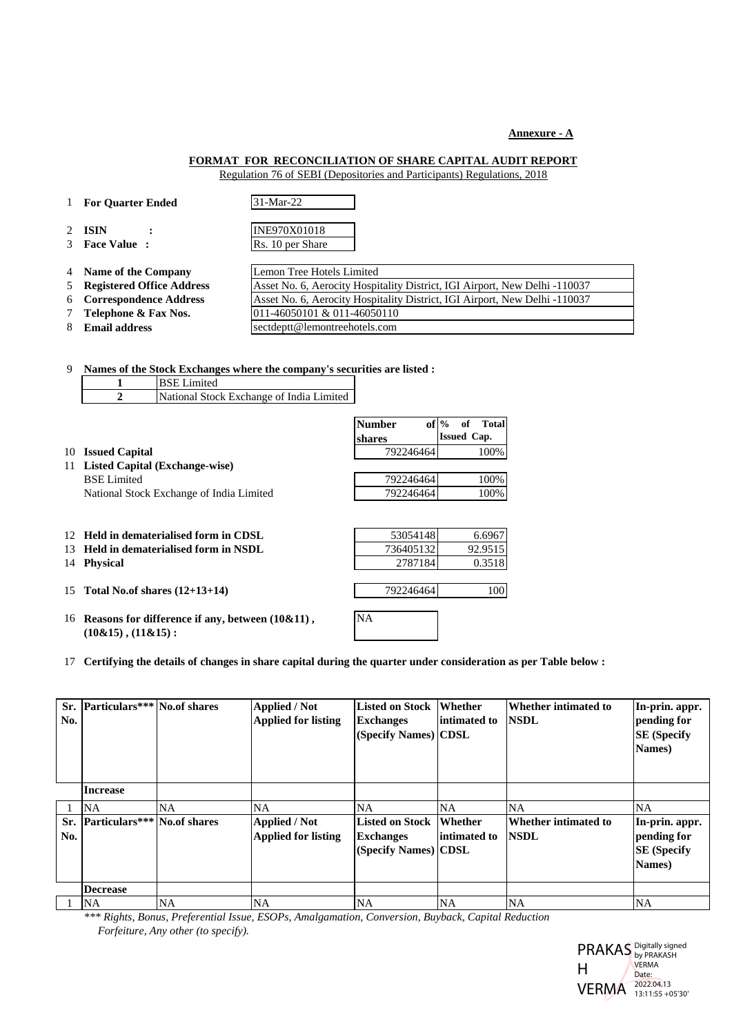**Annexure - A**

**FORMAT FOR RECONCILIATION OF SHARE CAPITAL AUDIT REPORT**
Regulation 76 of SEBI (Depositories and Participants) Regulations, 2018

| | | |
|---|---|---|
| 1 | **For Quarter Ended** | 31-Mar-22 |
| 2 | **ISIN :** | INE970X01018 |
| 3 | **Face Value :** | Rs. 10 per Share |
| 4 | **Name of the Company** | Lemon Tree Hotels Limited |
| 5 | **Registered Office Address** | Asset No. 6, Aerocity Hospitality District, IGI Airport, New Delhi -110037 |
| 6 | **Correspondence Address** | Asset No. 6, Aerocity Hospitality District, IGI Airport, New Delhi -110037 |
| 7 | **Telephone & Fax Nos.** | 011-46050101 & 011-46050110 |
| 8 | **Email address** | sectdeptt@lemontreehotels.com |

9 **Names of the Stock Exchanges where the company's securities are listed :**

| | |
|---|---|
| **1** | BSE Limited |
| **2** | National Stock Exchange of India Limited |

| | | **Number of shares** | **% of Total Issued Cap.** |
|---|---|---|---|
| 10 | **Issued Capital** | 792246464 | 100% |
| 11 | **Listed Capital (Exchange-wise)** | | |
| | BSE Limited | 792246464 | 100% |
| | National Stock Exchange of India Limited | 792246464 | 100% |
| 12 | **Held in dematerialised form in CDSL** | 53054148 | 6.6967 |
| 13 | **Held in dematerialised form in NSDL** | 736405132 | 92.9515 |
| 14 | **Physical** | 2787184 | 0.3518 |
| 15 | **Total No.of shares (12+13+14)** | 792246464 | 100 |
| 16 | **Reasons for difference if any, between (10&11) , (10&15) , (11&15) :** | NA | |

17 **Certifying the details of changes in share capital during the quarter under consideration as per Table below :**

| Sr. No. | Particulars*** | No.of shares | Applied / Not Applied for listing | Listed on Stock Exchanges (Specify Names) | Whether intimated to CDSL | Whether intimated to NSDL | In-prin. appr. pending for SE (Specify Names) |
|---|---|---|---|---|---|---|---|
| | **Increase** | | | | | | |
| 1 | NA | NA | NA | NA | NA | NA | NA |
| **Sr. No.** | **Particulars*** ** | **No.of shares** | **Applied / Not Applied for listing** | **Listed on Stock Exchanges (Specify Names)** | **Whether intimated to CDSL** | **Whether intimated to NSDL** | **In-prin. appr. pending for SE (Specify Names)** |
| | **Decrease** | | | | | | |
| 1 | NA | NA | NA | NA | NA | NA | NA |

*\*\*\* Rights, Bonus, Preferential Issue, ESOPs, Amalgamation, Conversion, Buyback, Capital Reduction Forfeiture, Any other (to specify).*

PRAKASH VERMA Digitally signed by PRAKASH VERMA Date: 2022.04.13 13:11:55 +05'30'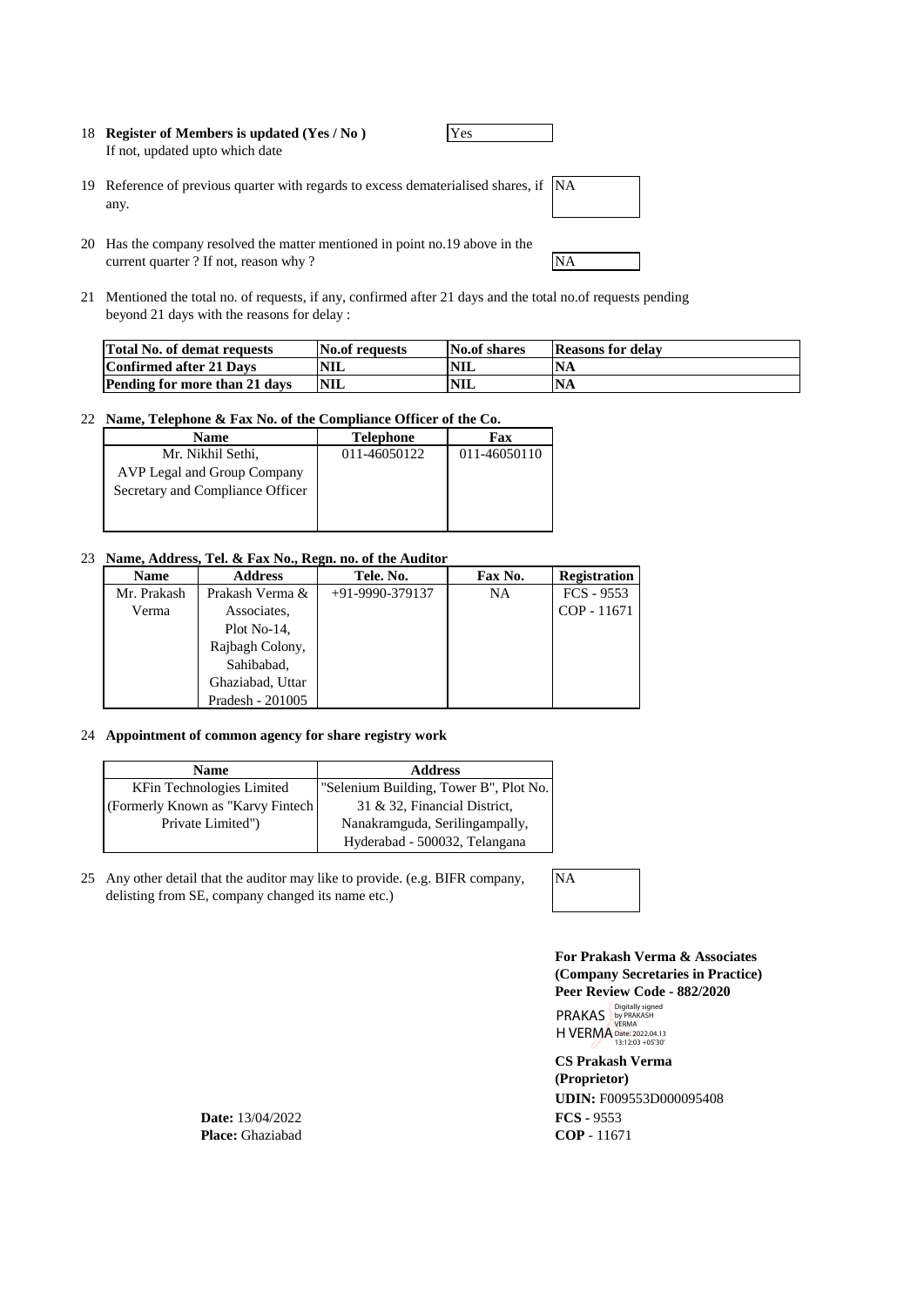18 **Register of Members is updated (Yes / No )** Yes

If not, updated upto which date

19 Reference of previous quarter with regards to excess dematerialised shares, if any. NA

20 Has the company resolved the matter mentioned in point no.19 above in the current quarter ? If not, reason why ? NA

21 Mentioned the total no. of requests, if any, confirmed after 21 days and the total no.of requests pending beyond 21 days with the reasons for delay :

| Total No. of demat requests | No.of requests | No.of shares | Reasons for delay |
|---|---|---|---|
| **Confirmed after 21 Days** | **NIL** | **NIL** | **NA** |
| **Pending for more than 21 days** | **NIL** | **NIL** | **NA** |

22 **Name, Telephone & Fax No. of the Compliance Officer of the Co.**

| Name | Telephone | Fax |
|---|---|---|
| Mr. Nikhil Sethi, AVP Legal and Group Company Secretary and Compliance Officer | 011-46050122 | 011-46050110 |

23 **Name, Address, Tel. & Fax No., Regn. no. of the Auditor**

| Name | Address | Tele. No. | Fax No. | Registration |
|---|---|---|---|---|
| Mr. Prakash Verma | Prakash Verma & Associates, Plot No-14, Rajbagh Colony, Sahibabad, Ghaziabad, Uttar Pradesh - 201005 | +91-9990-379137 | NA | FCS - 9553 COP - 11671 |

24 **Appointment of common agency for share registry work**

| Name | Address |
|---|---|
| KFin Technologies Limited (Formerly Known as "Karvy Fintech Private Limited") | "Selenium Building, Tower B", Plot No. 31 & 32, Financial District, Nanakramguda, Serilingampally, Hyderabad - 500032, Telangana |

25 Any other detail that the auditor may like to provide. (e.g. BIFR company, delisting from SE, company changed its name etc.) NA

**For Prakash Verma & Associates**
**(Company Secretaries in Practice)**
**Peer Review Code - 882/2020**

PRAKASH VERMA Digitally signed by PRAKASH VERMA Date: 2022.04.13 13:12:03 +05'30'

**CS Prakash Verma**
**(Proprietor)**
**UDIN:** F009553D000095408
**FCS** - 9553
**COP** - 11671

**Date:** 13/04/2022
**Place:** Ghaziabad